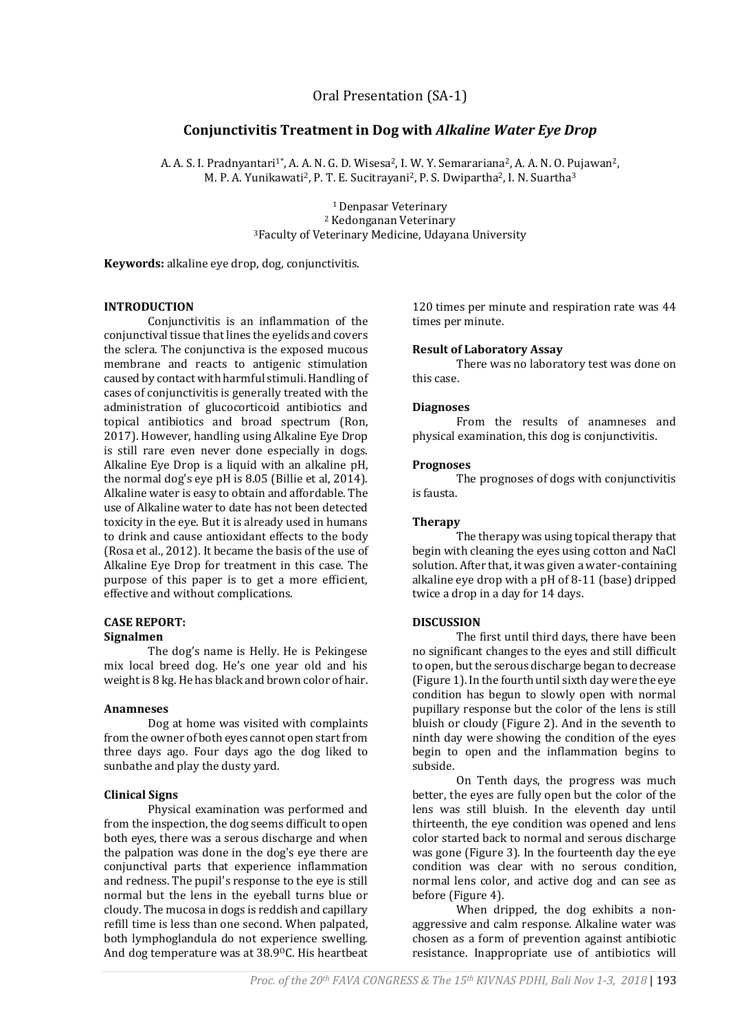Oral Presentation (SA-1)

# Conjunctivitis Treatment in Dog with *Alkaline Water Eye Drop*

A. A. S. I. Pradnyantari[1*], A. A. N. G. D. Wisesa[2], I. W. Y. Semarariana[2], A. A. N. O. Pujawan[2], M. P. A. Yunikawati[2], P. T. E. Sucitrayani[2], P. S. Dwipartha[2], I. N. Suartha[3]

[1] Denpasar Veterinary
[2] Kedonganan Veterinary
[3] Faculty of Veterinary Medicine, Udayana University

**Keywords:** alkaline eye drop, dog, conjunctivitis.

## INTRODUCTION

Conjunctivitis is an inflammation of the conjunctival tissue that lines the eyelids and covers the sclera. The conjunctiva is the exposed mucous membrane and reacts to antigenic stimulation caused by contact with harmful stimuli. Handling of cases of conjunctivitis is generally treated with the administration of glucocorticoid antibiotics and topical antibiotics and broad spectrum (Ron, 2017). However, handling using Alkaline Eye Drop is still rare even never done especially in dogs. Alkaline Eye Drop is a liquid with an alkaline pH, the normal dog's eye pH is 8.05 (Billie et al, 2014). Alkaline water is easy to obtain and affordable. The use of Alkaline water to date has not been detected toxicity in the eye. But it is already used in humans to drink and cause antioxidant effects to the body (Rosa et al., 2012). It became the basis of the use of Alkaline Eye Drop for treatment in this case. The purpose of this paper is to get a more efficient, effective and without complications.

## CASE REPORT:

### Signalmen

The dog's name is Helly. He is Pekingese mix local breed dog. He's one year old and his weight is 8 kg. He has black and brown color of hair.

### Anamneses

Dog at home was visited with complaints from the owner of both eyes cannot open start from three days ago. Four days ago the dog liked to sunbathe and play the dusty yard.

### Clinical Signs

Physical examination was performed and from the inspection, the dog seems difficult to open both eyes, there was a serous discharge and when the palpation was done in the dog's eye there are conjunctival parts that experience inflammation and redness. The pupil's response to the eye is still normal but the lens in the eyeball turns blue or cloudy. The mucosa in dogs is reddish and capillary refill time is less than one second. When palpated, both lymphoglandula do not experience swelling. And dog temperature was at 38.9$^{O}$C. His heartbeat 120 times per minute and respiration rate was 44 times per minute.

### Result of Laboratory Assay

There was no laboratory test was done on this case.

### Diagnoses

From the results of anamneses and physical examination, this dog is conjunctivitis.

### Prognoses

The prognoses of dogs with conjunctivitis is fausta.

### Therapy

The therapy was using topical therapy that begin with cleaning the eyes using cotton and NaCl solution. After that, it was given a water-containing alkaline eye drop with a pH of 8-11 (base) dripped twice a drop in a day for 14 days.

## DISCUSSION

The first until third days, there have been no significant changes to the eyes and still difficult to open, but the serous discharge began to decrease (Figure 1). In the fourth until sixth day were the eye condition has begun to slowly open with normal pupillary response but the color of the lens is still bluish or cloudy (Figure 2). And in the seventh to ninth day were showing the condition of the eyes begin to open and the inflammation begins to subside.

On Tenth days, the progress was much better, the eyes are fully open but the color of the lens was still bluish. In the eleventh day until thirteenth, the eye condition was opened and lens color started back to normal and serous discharge was gone (Figure 3). In the fourteenth day the eye condition was clear with no serous condition, normal lens color, and active dog and can see as before (Figure 4).

When dripped, the dog exhibits a non-aggressive and calm response. Alkaline water was chosen as a form of prevention against antibiotic resistance. Inappropriate use of antibiotics will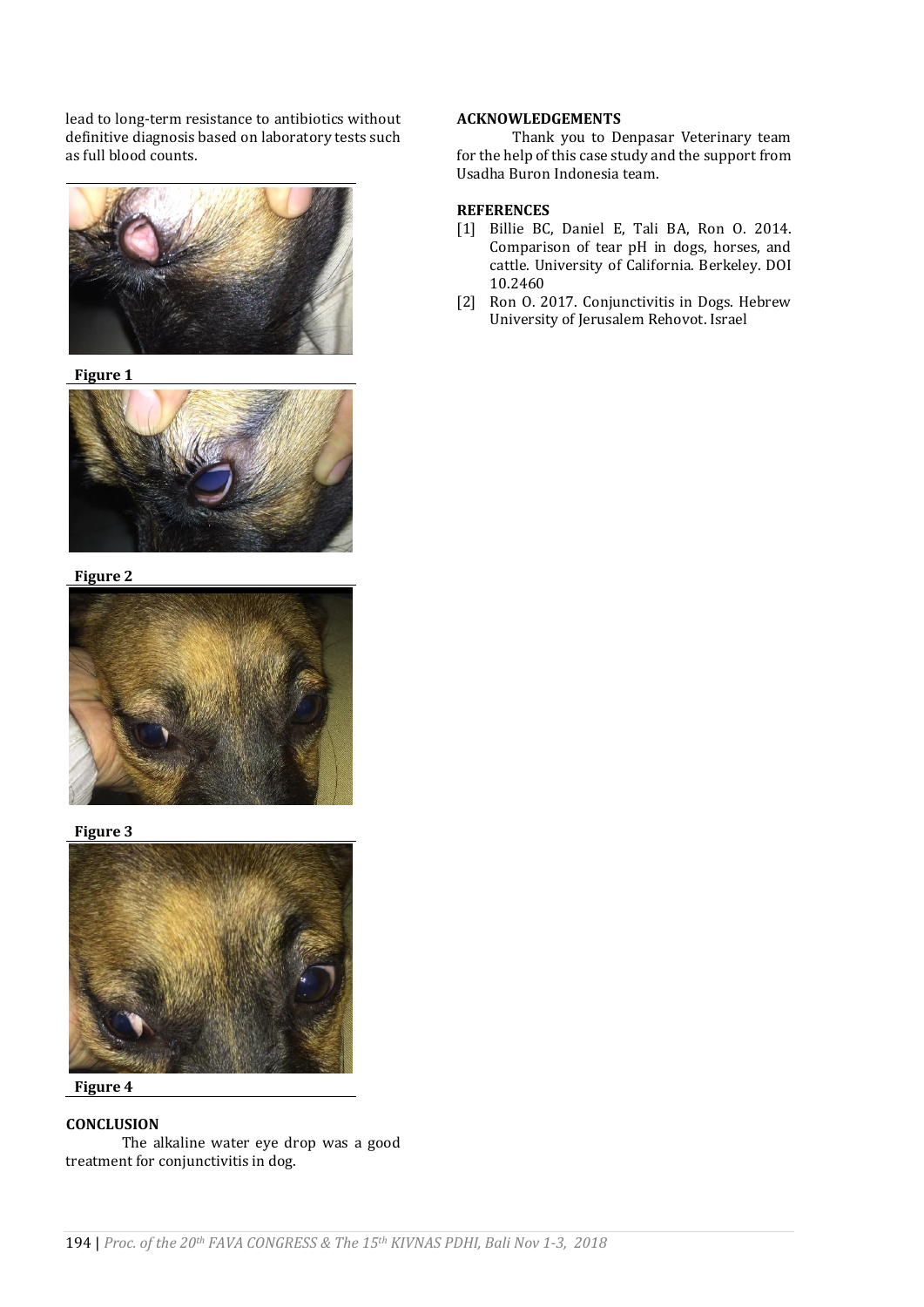lead to long-term resistance to antibiotics without definitive diagnosis based on laboratory tests such as full blood counts.

**Figure 1**

**Figure 2**

**Figure 3**

**Figure 4**

## CONCLUSION

The alkaline water eye drop was a good treatment for conjunctivitis in dog.

## ACKNOWLEDGEMENTS

Thank you to Denpasar Veterinary team for the help of this case study and the support from Usadha Buron Indonesia team.

## REFERENCES

[1] Billie BC, Daniel E, Tali BA, Ron O. 2014. Comparison of tear pH in dogs, horses, and cattle. University of California. Berkeley. DOI 10.2460

[2] Ron O. 2017. Conjunctivitis in Dogs. Hebrew University of Jerusalem Rehovot. Israel